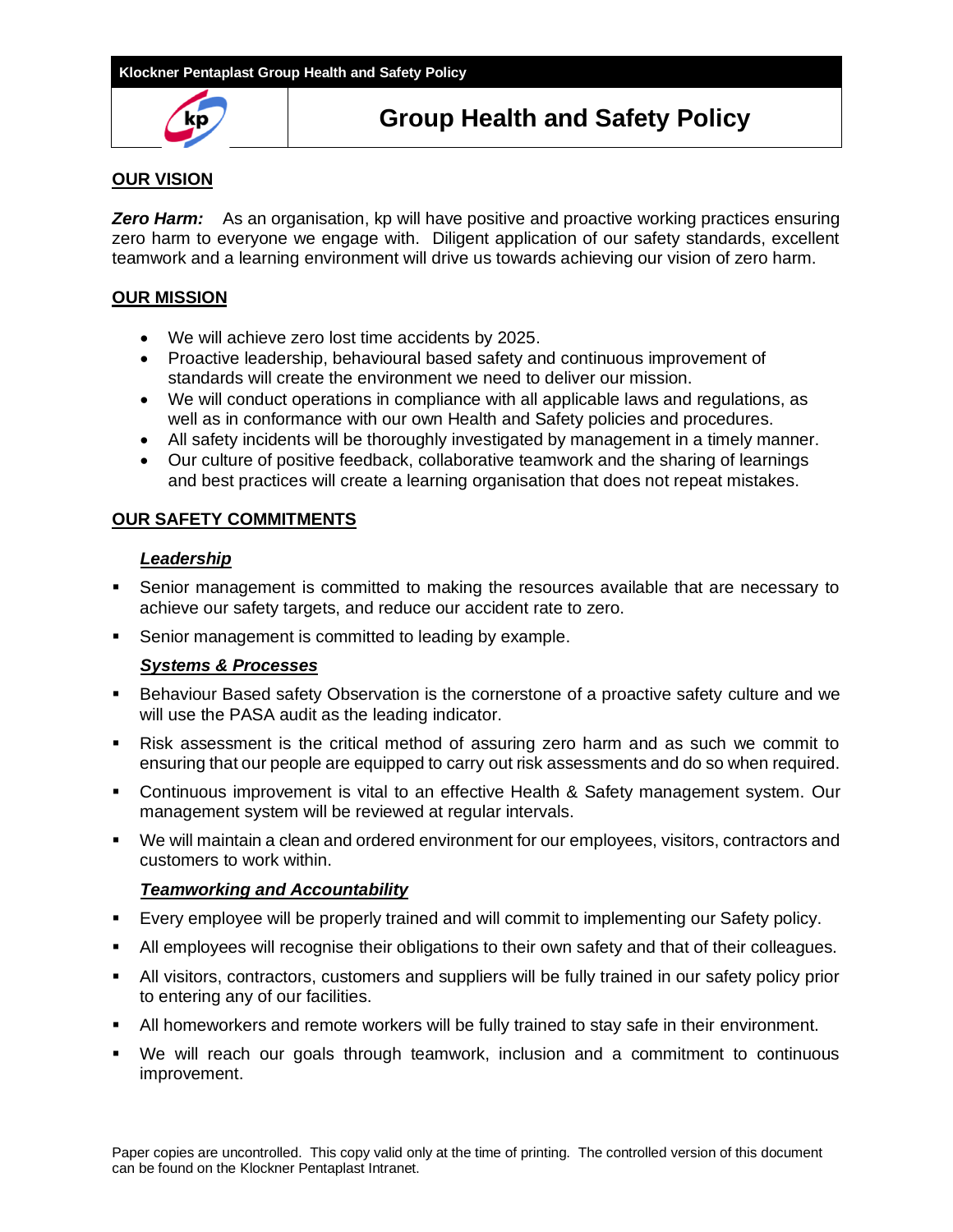# Group Health and Safety Policy

## OUR VISION

***Zero Harm:*** As an organisation, kp will have positive and proactive working practices ensuring zero harm to everyone we engage with. Diligent application of our safety standards, excellent teamwork and a learning environment will drive us towards achieving our vision of zero harm.

## OUR MISSION

- We will achieve zero lost time accidents by 2025.
- Proactive leadership, behavioural based safety and continuous improvement of standards will create the environment we need to deliver our mission.
- We will conduct operations in compliance with all applicable laws and regulations, as well as in conformance with our own Health and Safety policies and procedures.
- All safety incidents will be thoroughly investigated by management in a timely manner.
- Our culture of positive feedback, collaborative teamwork and the sharing of learnings and best practices will create a learning organisation that does not repeat mistakes.

## OUR SAFETY COMMITMENTS

### *Leadership*

- Senior management is committed to making the resources available that are necessary to achieve our safety targets, and reduce our accident rate to zero.
- Senior management is committed to leading by example.

### *Systems & Processes*

- Behaviour Based safety Observation is the cornerstone of a proactive safety culture and we will use the PASA audit as the leading indicator.
- Risk assessment is the critical method of assuring zero harm and as such we commit to ensuring that our people are equipped to carry out risk assessments and do so when required.
- Continuous improvement is vital to an effective Health & Safety management system. Our management system will be reviewed at regular intervals.
- We will maintain a clean and ordered environment for our employees, visitors, contractors and customers to work within.

### *Teamworking and Accountability*

- Every employee will be properly trained and will commit to implementing our Safety policy.
- All employees will recognise their obligations to their own safety and that of their colleagues.
- All visitors, contractors, customers and suppliers will be fully trained in our safety policy prior to entering any of our facilities.
- All homeworkers and remote workers will be fully trained to stay safe in their environment.
- We will reach our goals through teamwork, inclusion and a commitment to continuous improvement.

Paper copies are uncontrolled. This copy valid only at the time of printing. The controlled version of this document can be found on the Klockner Pentaplast Intranet.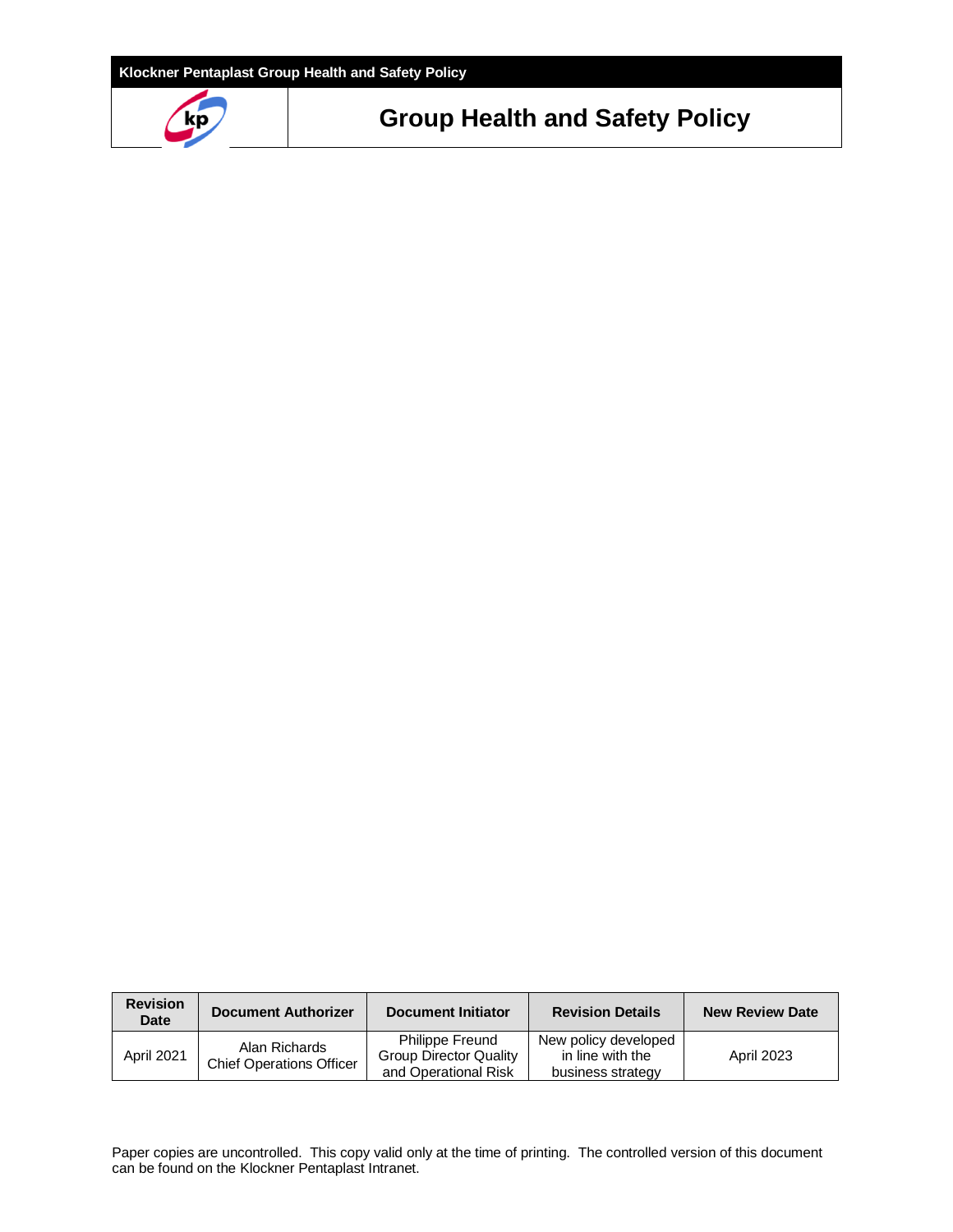# Group Health and Safety Policy

| Revision Date | Document Authorizer | Document Initiator | Revision Details | New Review Date |
|---|---|---|---|---|
| April 2021 | Alan Richards Chief Operations Officer | Philippe Freund Group Director Quality and Operational Risk | New policy developed in line with the business strategy | April 2023 |

Paper copies are uncontrolled. This copy valid only at the time of printing. The controlled version of this document can be found on the Klockner Pentaplast Intranet.